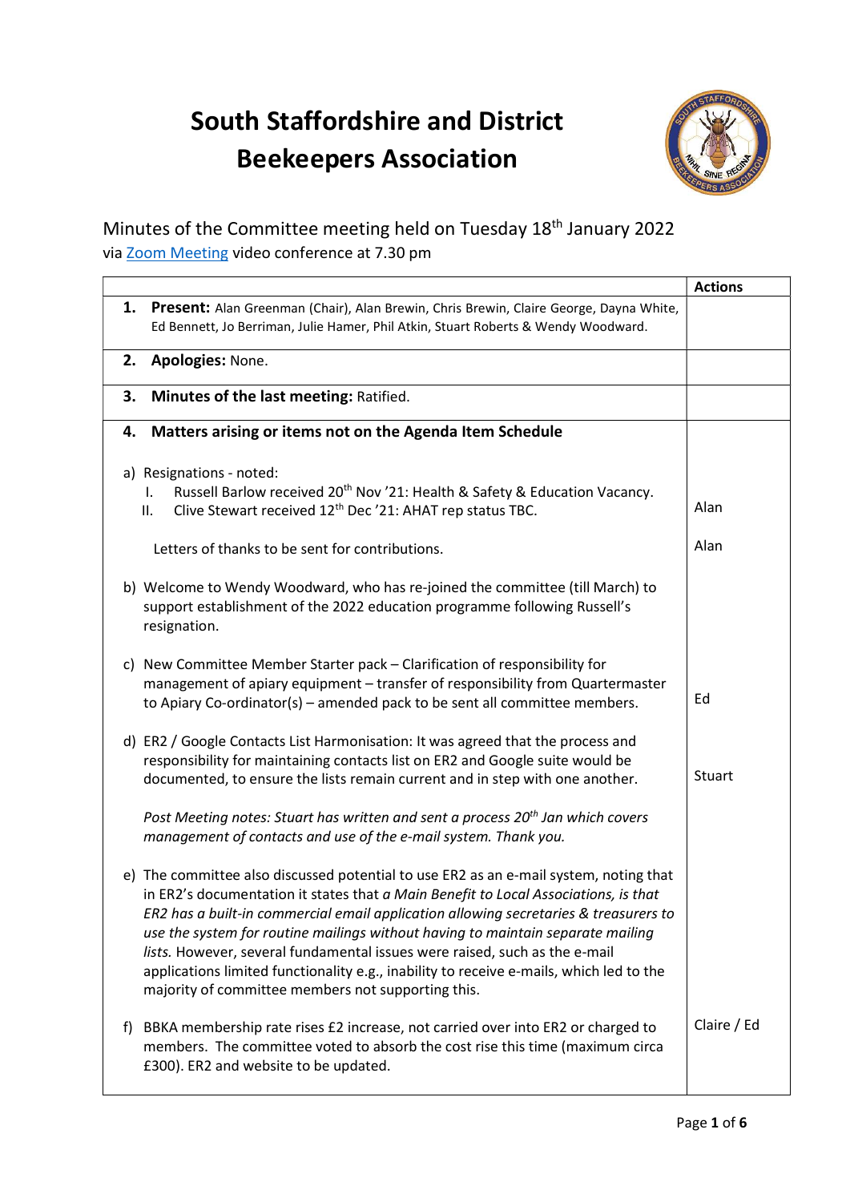# South Staffordshire and District Beekeepers Association

Minutes of the Committee meeting held on Tuesday 18th January 2022
via Zoom Meeting video conference at 7.30 pm

| | Actions |
|---|---|
| **1. Present:** Alan Greenman (Chair), Alan Brewin, Chris Brewin, Claire George, Dayna White, Ed Bennett, Jo Berriman, Julie Hamer, Phil Atkin, Stuart Roberts & Wendy Woodward. | |
| **2. Apologies:** None. | |
| **3. Minutes of the last meeting:** Ratified. | |
| **4. Matters arising or items not on the Agenda Item Schedule** | |
| a) Resignations - noted: I. Russell Barlow received 20th Nov '21: Health & Safety & Education Vacancy. II. Clive Stewart received 12th Dec '21: AHAT rep status TBC. | Alan |
| Letters of thanks to be sent for contributions. | Alan |
| b) Welcome to Wendy Woodward, who has re-joined the committee (till March) to support establishment of the 2022 education programme following Russell's resignation. | |
| c) New Committee Member Starter pack – Clarification of responsibility for management of apiary equipment – transfer of responsibility from Quartermaster to Apiary Co-ordinator(s) – amended pack to be sent all committee members. | Ed |
| d) ER2 / Google Contacts List Harmonisation: It was agreed that the process and responsibility for maintaining contacts list on ER2 and Google suite would be documented, to ensure the lists remain current and in step with one another. | Stuart |
| *Post Meeting notes: Stuart has written and sent a process 20th Jan which covers management of contacts and use of the e-mail system. Thank you.* | |
| e) The committee also discussed potential to use ER2 as an e-mail system, noting that in ER2's documentation it states that *a Main Benefit to Local Associations, is that ER2 has a built-in commercial email application allowing secretaries & treasurers to use the system for routine mailings without having to maintain separate mailing lists.* However, several fundamental issues were raised, such as the e-mail applications limited functionality e.g., inability to receive e-mails, which led to the majority of committee members not supporting this. | |
| f) BBKA membership rate rises £2 increase, not carried over into ER2 or charged to members. The committee voted to absorb the cost rise this time (maximum circa £300). ER2 and website to be updated. | Claire / Ed |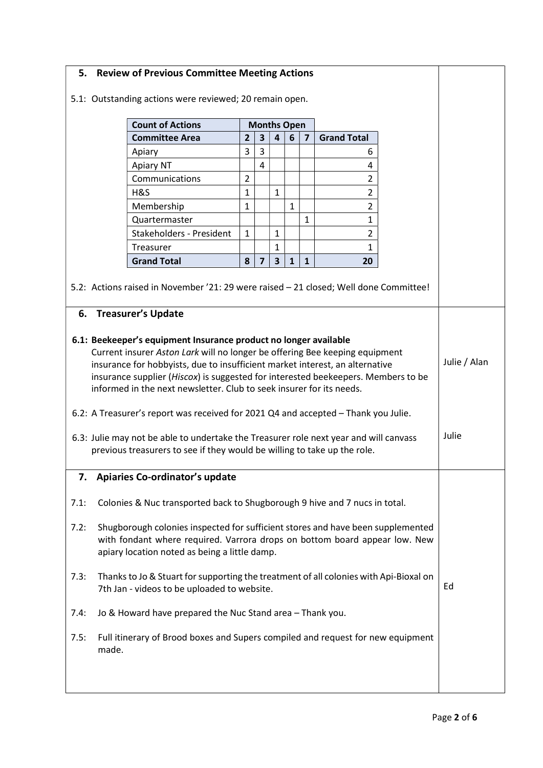## 5. Review of Previous Committee Meeting Actions

5.1: Outstanding actions were reviewed; 20 remain open.

| Count of Actions | Months Open | | | | | |
|---|---|---|---|---|---|---|
| **Committee Area** | **2** | **3** | **4** | **6** | **7** | **Grand Total** |
| Apiary | 3 | 3 | | | | 6 |
| Apiary NT | | 4 | | | | 4 |
| Communications | 2 | | | | | 2 |
| H&S | 1 | | 1 | | | 2 |
| Membership | 1 | | | 1 | | 2 |
| Quartermaster | | | | | 1 | 1 |
| Stakeholders - President | 1 | | 1 | | | 2 |
| Treasurer | | | 1 | | | 1 |
| **Grand Total** | **8** | **7** | **3** | **1** | **1** | **20** |

5.2: Actions raised in November '21: 29 were raised – 21 closed; Well done Committee!

## 6. Treasurer's Update

**6.1: Beekeeper's equipment Insurance product no longer available**
Current insurer *Aston Lark* will no longer be offering Bee keeping equipment insurance for hobbyists, due to insufficient market interest, an alternative insurance supplier (*Hiscox*) is suggested for interested beekeepers. Members to be informed in the next newsletter. Club to seek insurer for its needs. — Julie / Alan

6.2: A Treasurer's report was received for 2021 Q4 and accepted – Thank you Julie.

6.3: Julie may not be able to undertake the Treasurer role next year and will canvass previous treasurers to see if they would be willing to take up the role. — Julie

## 7. Apiaries Co-ordinator's update

7.1: Colonies & Nuc transported back to Shugborough 9 hive and 7 nucs in total.

7.2: Shugborough colonies inspected for sufficient stores and have been supplemented with fondant where required. Varrora drops on bottom board appear low. New apiary location noted as being a little damp.

7.3: Thanks to Jo & Stuart for supporting the treatment of all colonies with Api-Bioxal on 7th Jan - videos to be uploaded to website. — Ed

7.4: Jo & Howard have prepared the Nuc Stand area – Thank you.

7.5: Full itinerary of Brood boxes and Supers compiled and request for new equipment made.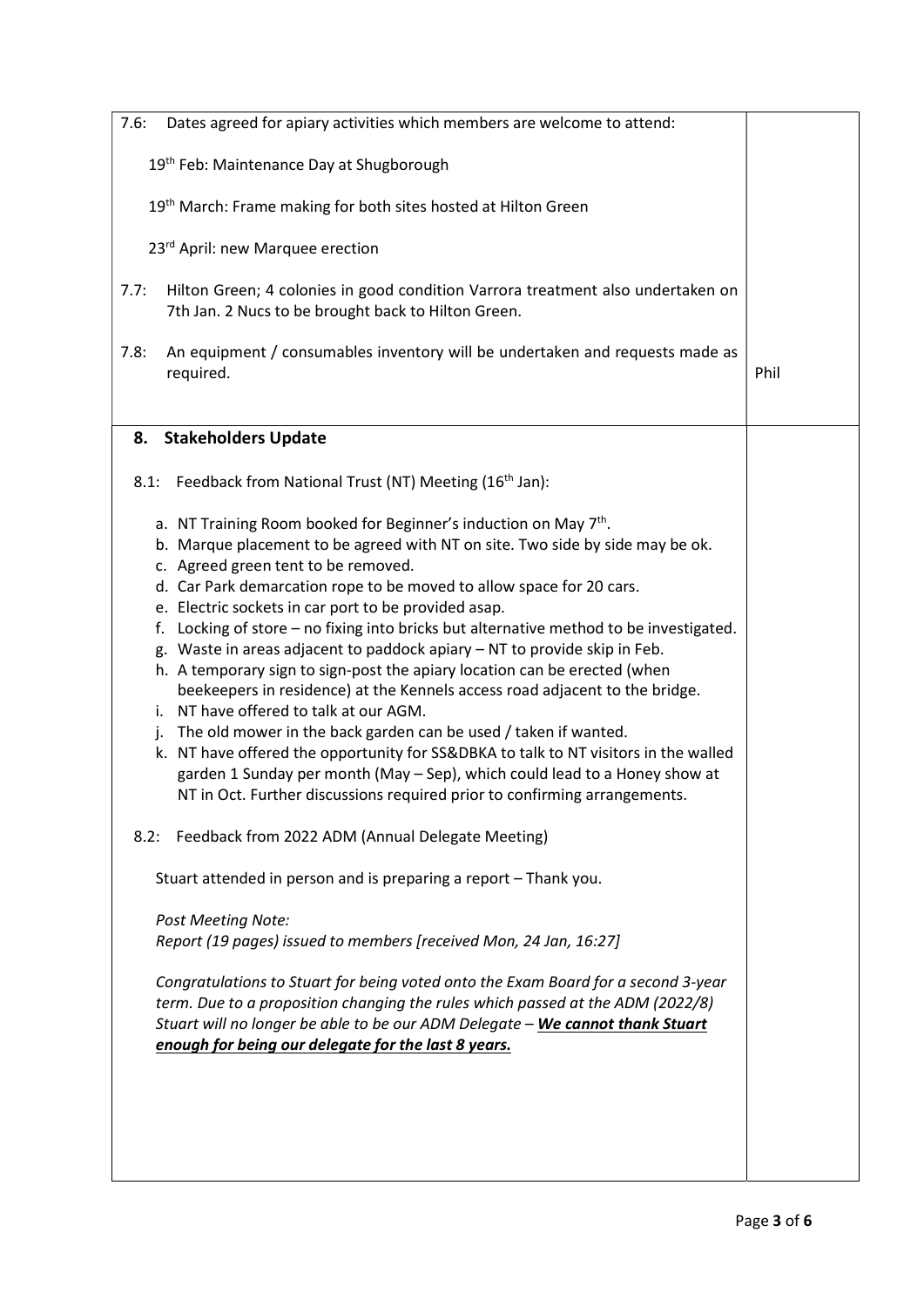| | |
|---|---|
| 7.6: Dates agreed for apiary activities which members are welcome to attend:<br><br>19th Feb: Maintenance Day at Shugborough<br><br>19th March: Frame making for both sites hosted at Hilton Green<br><br>23rd April: new Marquee erection<br><br>7.7: Hilton Green; 4 colonies in good condition Varrora treatment also undertaken on 7th Jan. 2 Nucs to be brought back to Hilton Green.<br><br>7.8: An equipment / consumables inventory will be undertaken and requests made as required. | Phil |
| **8. Stakeholders Update**<br><br>8.1: Feedback from National Trust (NT) Meeting (16th Jan):<br><br>a. NT Training Room booked for Beginner's induction on May 7th.<br>b. Marque placement to be agreed with NT on site. Two side by side may be ok.<br>c. Agreed green tent to be removed.<br>d. Car Park demarcation rope to be moved to allow space for 20 cars.<br>e. Electric sockets in car port to be provided asap.<br>f. Locking of store – no fixing into bricks but alternative method to be investigated.<br>g. Waste in areas adjacent to paddock apiary – NT to provide skip in Feb.<br>h. A temporary sign to sign-post the apiary location can be erected (when beekeepers in residence) at the Kennels access road adjacent to the bridge.<br>i. NT have offered to talk at our AGM.<br>j. The old mower in the back garden can be used / taken if wanted.<br>k. NT have offered the opportunity for SS&DBKA to talk to NT visitors in the walled garden 1 Sunday per month (May – Sep), which could lead to a Honey show at NT in Oct. Further discussions required prior to confirming arrangements.<br><br>8.2: Feedback from 2022 ADM (Annual Delegate Meeting)<br><br>Stuart attended in person and is preparing a report – Thank you.<br><br>*Post Meeting Note:*<br>*Report (19 pages) issued to members [received Mon, 24 Jan, 16:27]*<br><br>*Congratulations to Stuart for being voted onto the Exam Board for a second 3-year term. Due to a proposition changing the rules which passed at the ADM (2022/8) Stuart will no longer be able to be our ADM Delegate –* ***We cannot thank Stuart enough for being our delegate for the last 8 years.*** | |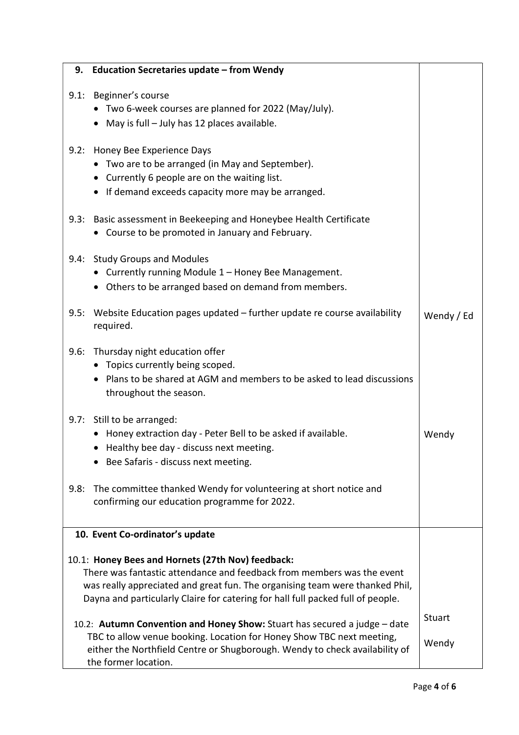| 9. **Education Secretaries update – from Wendy** | |
|---|---|
| 9.1: Beginner's course<br>• Two 6-week courses are planned for 2022 (May/July).<br>• May is full – July has 12 places available. | |
| 9.2: Honey Bee Experience Days<br>• Two are to be arranged (in May and September).<br>• Currently 6 people are on the waiting list.<br>• If demand exceeds capacity more may be arranged. | |
| 9.3: Basic assessment in Beekeeping and Honeybee Health Certificate<br>• Course to be promoted in January and February. | |
| 9.4: Study Groups and Modules<br>• Currently running Module 1 – Honey Bee Management.<br>• Others to be arranged based on demand from members. | |
| 9.5: Website Education pages updated – further update re course availability required. | Wendy / Ed |
| 9.6: Thursday night education offer<br>• Topics currently being scoped.<br>• Plans to be shared at AGM and members to be asked to lead discussions throughout the season. | |
| 9.7: Still to be arranged:<br>• Honey extraction day - Peter Bell to be asked if available.<br>• Healthy bee day - discuss next meeting.<br>• Bee Safaris - discuss next meeting. | Wendy |
| 9.8: The committee thanked Wendy for volunteering at short notice and confirming our education programme for 2022. | |
| 10. **Event Co-ordinator's update** | |
| 10.1: **Honey Bees and Hornets (27th Nov) feedback:**<br>There was fantastic attendance and feedback from members was the event was really appreciated and great fun. The organising team were thanked Phil, Dayna and particularly Claire for catering for hall full packed full of people. | |
| 10.2: **Autumn Convention and Honey Show:** Stuart has secured a judge – date TBC to allow venue booking. Location for Honey Show TBC next meeting, either the Northfield Centre or Shugborough. Wendy to check availability of the former location. | Stuart<br>Wendy |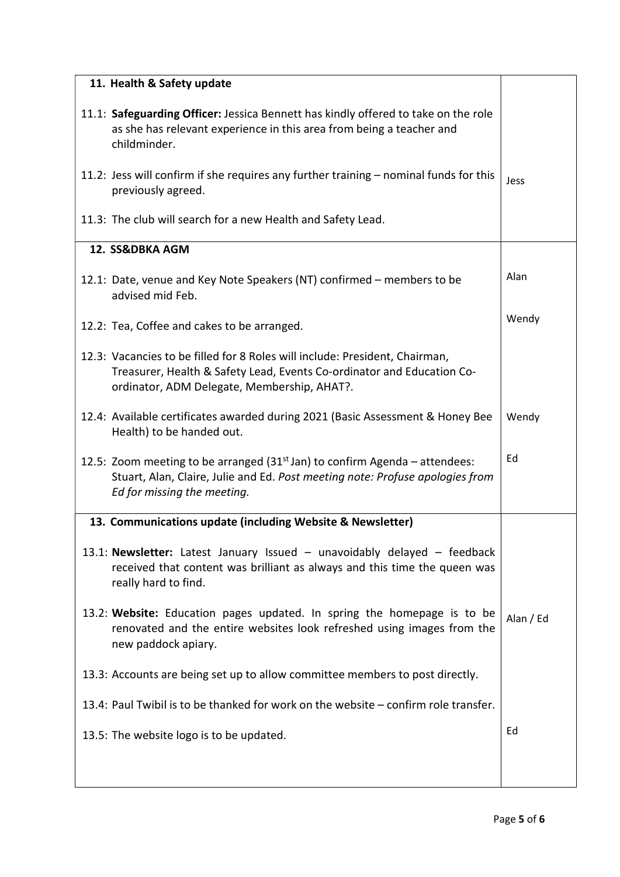| | |
|---|---|
| **11. Health & Safety update** | |
| 11.1: **Safeguarding Officer:** Jessica Bennett has kindly offered to take on the role as she has relevant experience in this area from being a teacher and childminder. | |
| 11.2: Jess will confirm if she requires any further training – nominal funds for this previously agreed. | Jess |
| 11.3: The club will search for a new Health and Safety Lead. | |
| **12. SS&DBKA AGM** | |
| 12.1: Date, venue and Key Note Speakers (NT) confirmed – members to be advised mid Feb. | Alan |
| 12.2: Tea, Coffee and cakes to be arranged. | Wendy |
| 12.3: Vacancies to be filled for 8 Roles will include: President, Chairman, Treasurer, Health & Safety Lead, Events Co-ordinator and Education Co-ordinator, ADM Delegate, Membership, AHAT?. | |
| 12.4: Available certificates awarded during 2021 (Basic Assessment & Honey Bee Health) to be handed out. | Wendy |
| 12.5: Zoom meeting to be arranged (31st Jan) to confirm Agenda – attendees: Stuart, Alan, Claire, Julie and Ed. *Post meeting note: Profuse apologies from Ed for missing the meeting.* | Ed |
| **13. Communications update (including Website & Newsletter)** | |
| 13.1: **Newsletter:** Latest January Issued – unavoidably delayed – feedback received that content was brilliant as always and this time the queen was really hard to find. | |
| 13.2: **Website:** Education pages updated. In spring the homepage is to be renovated and the entire websites look refreshed using images from the new paddock apiary. | Alan / Ed |
| 13.3: Accounts are being set up to allow committee members to post directly. | |
| 13.4: Paul Twibil is to be thanked for work on the website – confirm role transfer. | |
| 13.5: The website logo is to be updated. | Ed |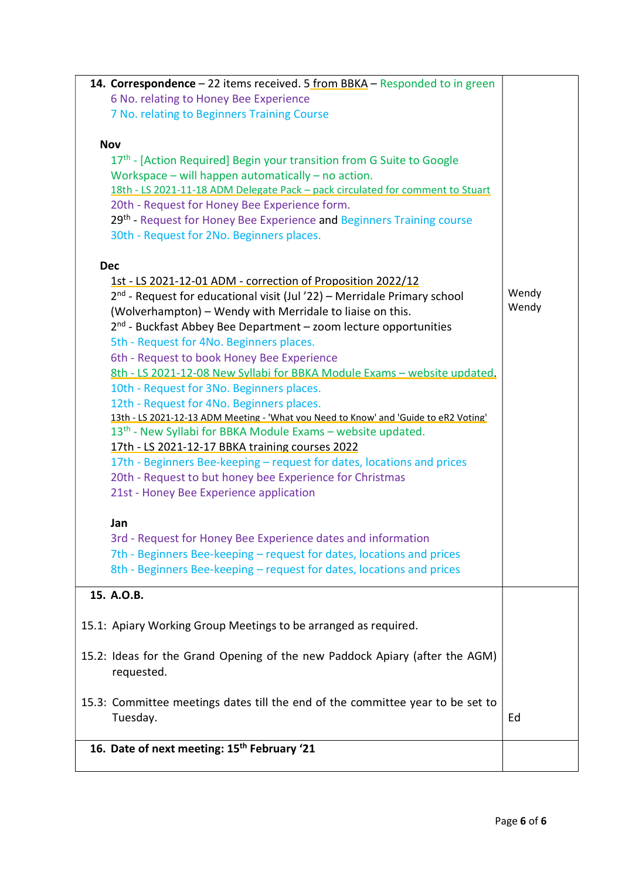| | |
|---|---|
| **14. Correspondence** – 22 items received. 5 from BBKA – Responded to in green<br>6 No. relating to Honey Bee Experience<br>7 No. relating to Beginners Training Course<br><br>**Nov**<br>17th - [Action Required] Begin your transition from G Suite to Google Workspace – will happen automatically – no action.<br>18th - LS 2021-11-18 ADM Delegate Pack – pack circulated for comment to Stuart<br>20th - Request for Honey Bee Experience form.<br>29th - Request for Honey Bee Experience and Beginners Training course<br>30th - Request for 2No. Beginners places.<br><br>**Dec**<br>1st - LS 2021-12-01 ADM - correction of Proposition 2022/12<br>2nd - Request for educational visit (Jul '22) – Merridale Primary school (Wolverhampton) – Wendy with Merridale to liaise on this.<br>2nd - Buckfast Abbey Bee Department – zoom lecture opportunities<br>5th - Request for 4No. Beginners places.<br>6th - Request to book Honey Bee Experience<br>8th - LS 2021-12-08 New Syllabi for BBKA Module Exams – website updated.<br>10th - Request for 3No. Beginners places.<br>12th - Request for 4No. Beginners places.<br>13th - LS 2021-12-13 ADM Meeting - 'What you Need to Know' and 'Guide to eR2 Voting'<br>13th - New Syllabi for BBKA Module Exams – website updated.<br>17th - LS 2021-12-17 BBKA training courses 2022<br>17th - Beginners Bee-keeping – request for dates, locations and prices<br>20th - Request to but honey bee Experience for Christmas<br>21st - Honey Bee Experience application<br><br>**Jan**<br>3rd - Request for Honey Bee Experience dates and information<br>7th - Beginners Bee-keeping – request for dates, locations and prices<br>8th - Beginners Bee-keeping – request for dates, locations and prices | Wendy<br>Wendy |
| **15. A.O.B.**<br><br>15.1: Apiary Working Group Meetings to be arranged as required.<br><br>15.2: Ideas for the Grand Opening of the new Paddock Apiary (after the AGM) requested.<br><br>15.3: Committee meetings dates till the end of the committee year to be set to Tuesday. | Ed |
| **16. Date of next meeting: 15th February '21** | |